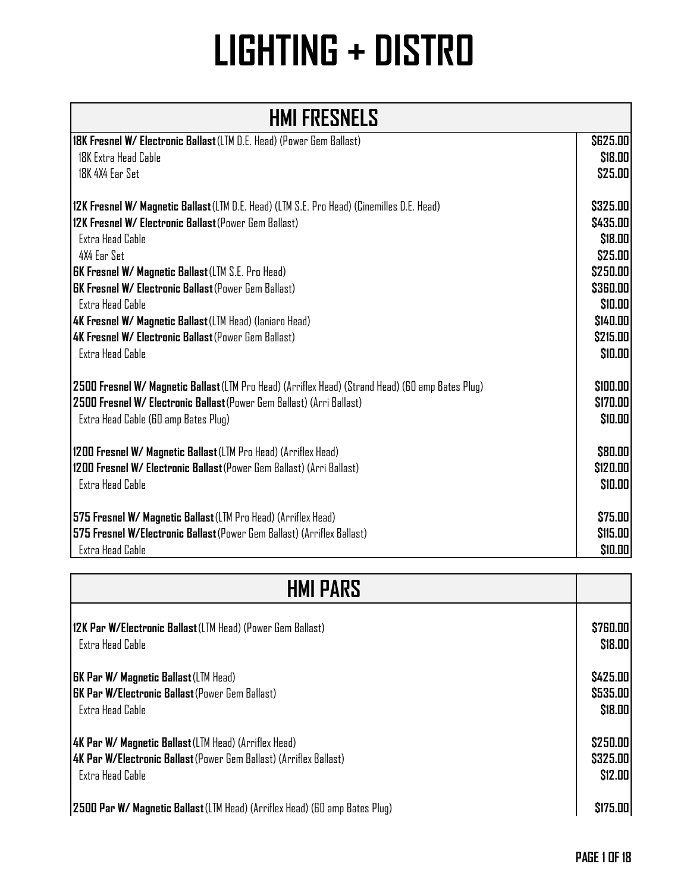# LIGHTING + DISTRO

| HMI FRESNELS | |
|---|---|
| **18K Fresnel W/ Electronic Ballast** (LTM D.E. Head) (Power Gem Ballast) | $625.00 |
| 18K Extra Head Cable | $18.00 |
| 18K 4X4 Ear Set | $25.00 |
| | |
| **12K Fresnel W/ Magnetic Ballast** (LTM D.E. Head) (LTM S.E. Pro Head) (Cinemilles D.E. Head) | $325.00 |
| **12K Fresnel W/ Electronic Ballast** (Power Gem Ballast) | $435.00 |
| Extra Head Cable | $18.00 |
| 4X4 Ear Set | $25.00 |
| **6K Fresnel W/ Magnetic Ballast** (LTM S.E. Pro Head) | $250.00 |
| **6K Fresnel W/ Electronic Ballast** (Power Gem Ballast) | $360.00 |
| Extra Head Cable | $10.00 |
| **4K Fresnel W/ Magnetic Ballast** (LTM Head) (Ianiaro Head) | $140.00 |
| **4K Fresnel W/ Electronic Ballast** (Power Gem Ballast) | $215.00 |
| Extra Head Cable | $10.00 |
| | |
| **2500 Fresnel W/ Magnetic Ballast** (LTM Pro Head) (Arriflex Head) (Strand Head) (60 amp Bates Plug) | $100.00 |
| **2500 Fresnel W/ Electronic Ballast** (Power Gem Ballast) (Arri Ballast) | $170.00 |
| Extra Head Cable (60 amp Bates Plug) | $10.00 |
| | |
| **1200 Fresnel W/ Magnetic Ballast** (LTM Pro Head) (Arriflex Head) | $80.00 |
| **1200 Fresnel W/ Electronic Ballast** (Power Gem Ballast) (Arri Ballast) | $120.00 |
| Extra Head Cable | $10.00 |
| | |
| **575 Fresnel W/ Magnetic Ballast** (LTM Pro Head) (Arriflex Head) | $75.00 |
| **575 Fresnel W/Electronic Ballast** (Power Gem Ballast) (Arriflex Ballast) | $115.00 |
| Extra Head Cable | $10.00 |

| HMI PARS | |
|---|---|
| **12K Par W/Electronic Ballast** (LTM Head) (Power Gem Ballast) | $760.00 |
| Extra Head Cable | $18.00 |
| | |
| **6K Par W/ Magnetic Ballast** (LTM Head) | $425.00 |
| **6K Par W/Electronic Ballast** (Power Gem Ballast) | $535.00 |
| Extra Head Cable | $18.00 |
| | |
| **4K Par W/ Magnetic Ballast** (LTM Head) (Arriflex Head) | $250.00 |
| **4K Par W/Electronic Ballast** (Power Gem Ballast) (Arriflex Ballast) | $325.00 |
| Extra Head Cable | $12.00 |
| | |
| **2500 Par W/ Magnetic Ballast** (LTM Head) (Arriflex Head) (60 amp Bates Plug) | $175.00 |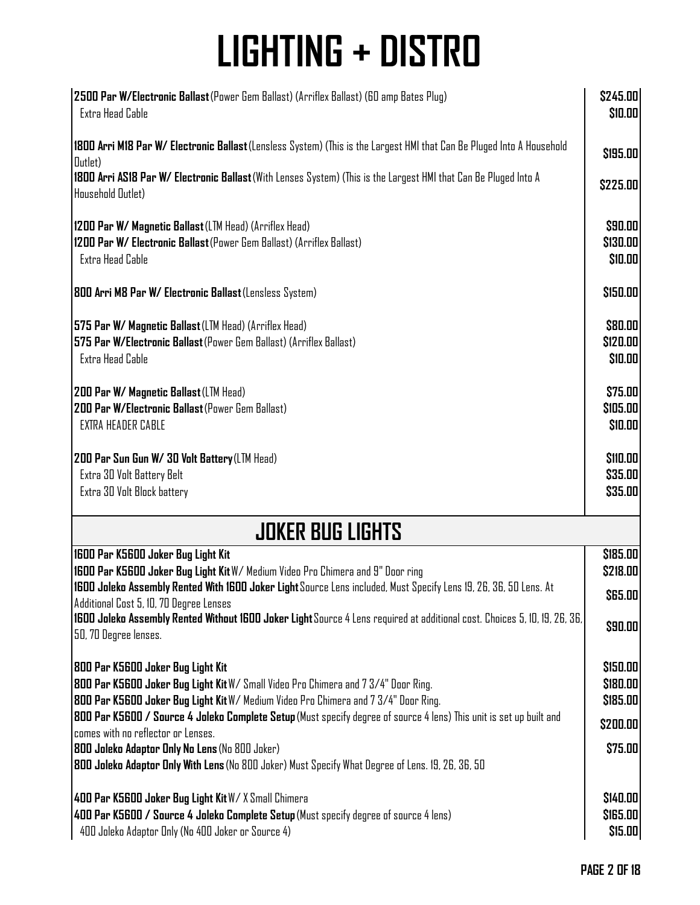# LIGHTING + DISTRO

| Item | Price |
|---|---|
| **2500 Par W/Electronic Ballast** (Power Gem Ballast) (Arriflex Ballast) (60 amp Bates Plug) | $245.00 |
| Extra Head Cable | $10.00 |
| | |
| **1800 Arri M18 Par W/ Electronic Ballast** (Lensless System) (This is the Largest HMI that Can Be Pluged Into A Household Outlet) | $195.00 |
| **1800 Arri AS18 Par W/ Electronic Ballast** (With Lenses System) (This is the Largest HMI that Can Be Pluged Into A Household Outlet) | $225.00 |
| | |
| **1200 Par W/ Magnetic Ballast** (LTM Head) (Arriflex Head) | $90.00 |
| **1200 Par W/ Electronic Ballast** (Power Gem Ballast) (Arriflex Ballast) | $130.00 |
| Extra Head Cable | $10.00 |
| | |
| **800 Arri M8 Par W/ Electronic Ballast** (Lensless System) | $150.00 |
| | |
| **575 Par W/ Magnetic Ballast** (LTM Head) (Arriflex Head) | $80.00 |
| **575 Par W/Electronic Ballast** (Power Gem Ballast) (Arriflex Ballast) | $120.00 |
| Extra Head Cable | $10.00 |
| | |
| **200 Par W/ Magnetic Ballast** (LTM Head) | $75.00 |
| **200 Par W/Electronic Ballast** (Power Gem Ballast) | $105.00 |
| EXTRA HEADER CABLE | $10.00 |
| | |
| **200 Par Sun Gun W/ 30 Volt Battery** (LTM Head) | $110.00 |
| Extra 30 Volt Battery Belt | $35.00 |
| Extra 30 Volt Block battery | $35.00 |

## JOKER BUG LIGHTS

| Item | Price |
|---|---|
| **1600 Par K5600 Joker Bug Light Kit** | $185.00 |
| **1600 Par K5600 Joker Bug Light Kit** W/ Medium Video Pro Chimera and 9" Door ring | $218.00 |
| **1600 Joleko Assembly Rented With 1600 Joker Light** Source Lens included, Must Specify Lens 19, 26, 36, 50 Lens. At Additional Cost 5, 10, 70 Degree Lenses | $65.00 |
| **1600 Joleko Assembly Rented Without 1600 Joker Light** Source 4 Lens required at additional cost. Choices 5, 10, 19, 26, 36, 50, 70 Degree lenses. | $90.00 |
| | |
| **800 Par K5600 Joker Bug Light Kit** | $150.00 |
| **800 Par K5600 Joker Bug Light Kit** W/ Small Video Pro Chimera and 7 3/4" Door Ring. | $180.00 |
| **800 Par K5600 Joker Bug Light Kit** W/ Medium Video Pro Chimera and 7 3/4" Door Ring. | $185.00 |
| **800 Par K5600 / Source 4 Joleko Complete Setup** (Must specify degree of source 4 lens) This unit is set up built and comes with no reflector or Lenses. | $200.00 |
| **800 Joleko Adaptor Only No Lens** (No 800 Joker) | $75.00 |
| **800 Joleko Adaptor Only With Lens** (No 800 Joker) Must Specify What Degree of Lens. 19, 26, 36, 50 | |
| | |
| **400 Par K5600 Joker Bug Light Kit** W/ X Small Chimera | $140.00 |
| **400 Par K5600 / Source 4 Joleko Complete Setup** (Must specify degree of source 4 lens) | $165.00 |
| 400 Joleko Adaptor Only (No 400 Joker or Source 4) | $15.00 |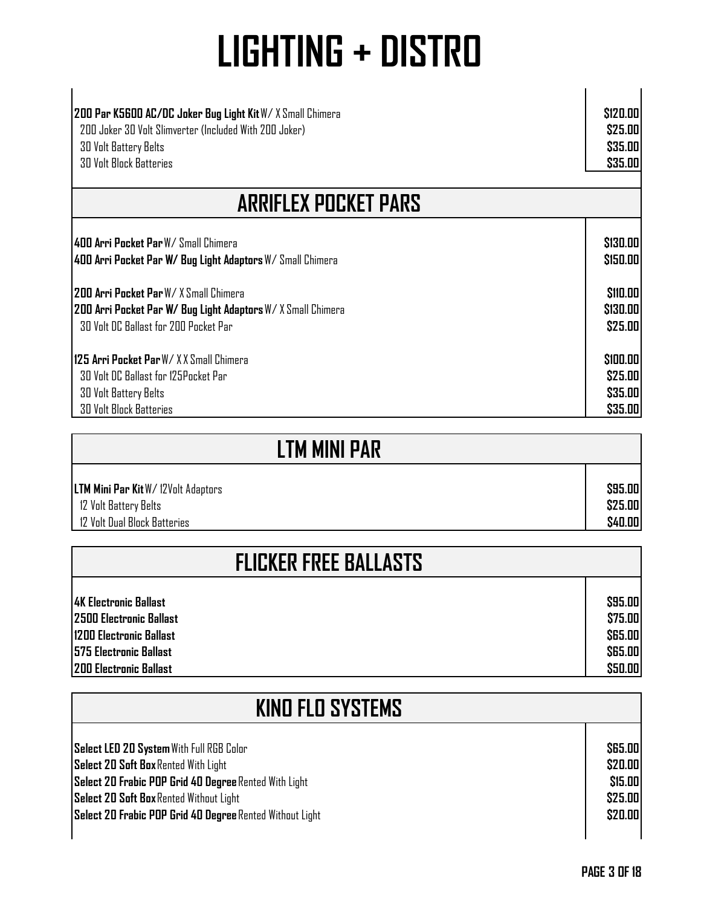# LIGHTING + DISTRO

| Item | Price |
|---|---|
| **200 Par K5600 AC/DC Joker Bug Light Kit** W/ X Small Chimera | $120.00 |
| 200 Joker 30 Volt Slimverter (Included With 200 Joker) | $25.00 |
| 30 Volt Battery Belts | $35.00 |
| 30 Volt Block Batteries | $35.00 |

## ARRIFLEX POCKET PARS

| Item | Price |
|---|---|
| **400 Arri Pocket Par** W/ Small Chimera | $130.00 |
| **400 Arri Pocket Par W/ Bug Light Adaptors** W/ Small Chimera | $150.00 |
| **200 Arri Pocket Par** W/ X Small Chimera | $110.00 |
| **200 Arri Pocket Par W/ Bug Light Adaptors** W/ X Small Chimera | $130.00 |
| 30 Volt DC Ballast for 200 Pocket Par | $25.00 |
| **125 Arri Pocket Par** W/ X X Small Chimera | $100.00 |
| 30 Volt DC Ballast for 125Pocket Par | $25.00 |
| 30 Volt Battery Belts | $35.00 |
| 30 Volt Block Batteries | $35.00 |

## LTM MINI PAR

| Item | Price |
|---|---|
| **LTM Mini Par Kit** W/ 12Volt Adaptors | $95.00 |
| 12 Volt Battery Belts | $25.00 |
| 12 Volt Dual Block Batteries | $40.00 |

## FLICKER FREE BALLASTS

| Item | Price |
|---|---|
| **4K Electronic Ballast** | $95.00 |
| **2500 Electronic Ballast** | $75.00 |
| **1200 Electronic Ballast** | $65.00 |
| **575 Electronic Ballast** | $65.00 |
| **200 Electronic Ballast** | $50.00 |

## KINO FLO SYSTEMS

| Item | Price |
|---|---|
| **Select LED 20 System** With Full RGB Color | $65.00 |
| **Select 20 Soft Box** Rented With Light | $20.00 |
| **Select 20 Frabic POP Grid 40 Degree** Rented With Light | $15.00 |
| **Select 20 Soft Box** Rented Without Light | $25.00 |
| **Select 20 Frabic POP Grid 40 Degree** Rented Without Light | $20.00 |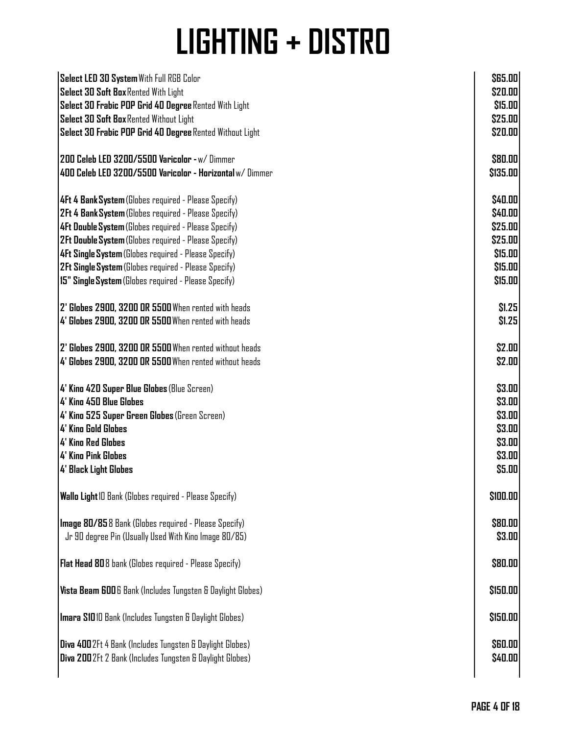# LIGHTING + DISTRO

| Item | Price |
|---|---|
| **Select LED 30 System** With Full RGB Color | $65.00 |
| **Select 30 Soft Box** Rented With Light | $20.00 |
| **Select 30 Frabic POP Grid 40 Degree** Rented With Light | $15.00 |
| **Select 30 Soft Box** Rented Without Light | $25.00 |
| **Select 30 Frabic POP Grid 40 Degree** Rented Without Light | $20.00 |
| | |
| **200 Celeb LED 3200/5500 Varicolor -** w/ Dimmer | $80.00 |
| **400 Celeb LED 3200/5500 Varicolor - Horizontal** w/ Dimmer | $135.00 |
| | |
| **4Ft 4 Bank System** (Globes required - Please Specify) | $40.00 |
| **2Ft 4 Bank System** (Globes required - Please Specify) | $40.00 |
| **4Ft Double System** (Globes required - Please Specify) | $25.00 |
| **2Ft Double System** (Globes required - Please Specify) | $25.00 |
| **4Ft Single System** (Globes required - Please Specify) | $15.00 |
| **2Ft Single System** (Globes required - Please Specify) | $15.00 |
| **15" Single System** (Globes required - Please Specify) | $15.00 |
| | |
| **2' Globes 2900, 3200 OR 5500** When rented with heads | $1.25 |
| **4' Globes 2900, 3200 OR 5500** When rented with heads | $1.25 |
| | |
| **2' Globes 2900, 3200 OR 5500** When rented without heads | $2.00 |
| **4' Globes 2900, 3200 OR 5500** When rented without heads | $2.00 |
| | |
| **4' Kino 420 Super Blue Globes** (Blue Screen) | $3.00 |
| **4' Kino 450 Blue Globes** | $3.00 |
| **4' Kino 525 Super Green Globes** (Green Screen) | $3.00 |
| **4' Kino Gold Globes** | $3.00 |
| **4' Kino Red Globes** | $3.00 |
| **4' Kino Pink Globes** | $3.00 |
| **4' Black Light Globes** | $5.00 |
| | |
| **Wallo Light** 10 Bank (Globes required - Please Specify) | $100.00 |
| | |
| **Image 80/85** 8 Bank (Globes required - Please Specify) | $80.00 |
| Jr 90 degree Pin (Usually Used With Kino Image 80/85) | $3.00 |
| | |
| **Flat Head 80** 8 bank (Globes required - Please Specify) | $80.00 |
| | |
| **Vista Beam 600** 6 Bank (Includes Tungsten & Daylight Globes) | $150.00 |
| | |
| **Imara S10** 10 Bank (Includes Tungsten & Daylight Globes) | $150.00 |
| | |
| **Diva 400** 2Ft 4 Bank (Includes Tungsten & Daylight Globes) | $60.00 |
| **Diva 200** 2Ft 2 Bank (Includes Tungsten & Daylight Globes) | $40.00 |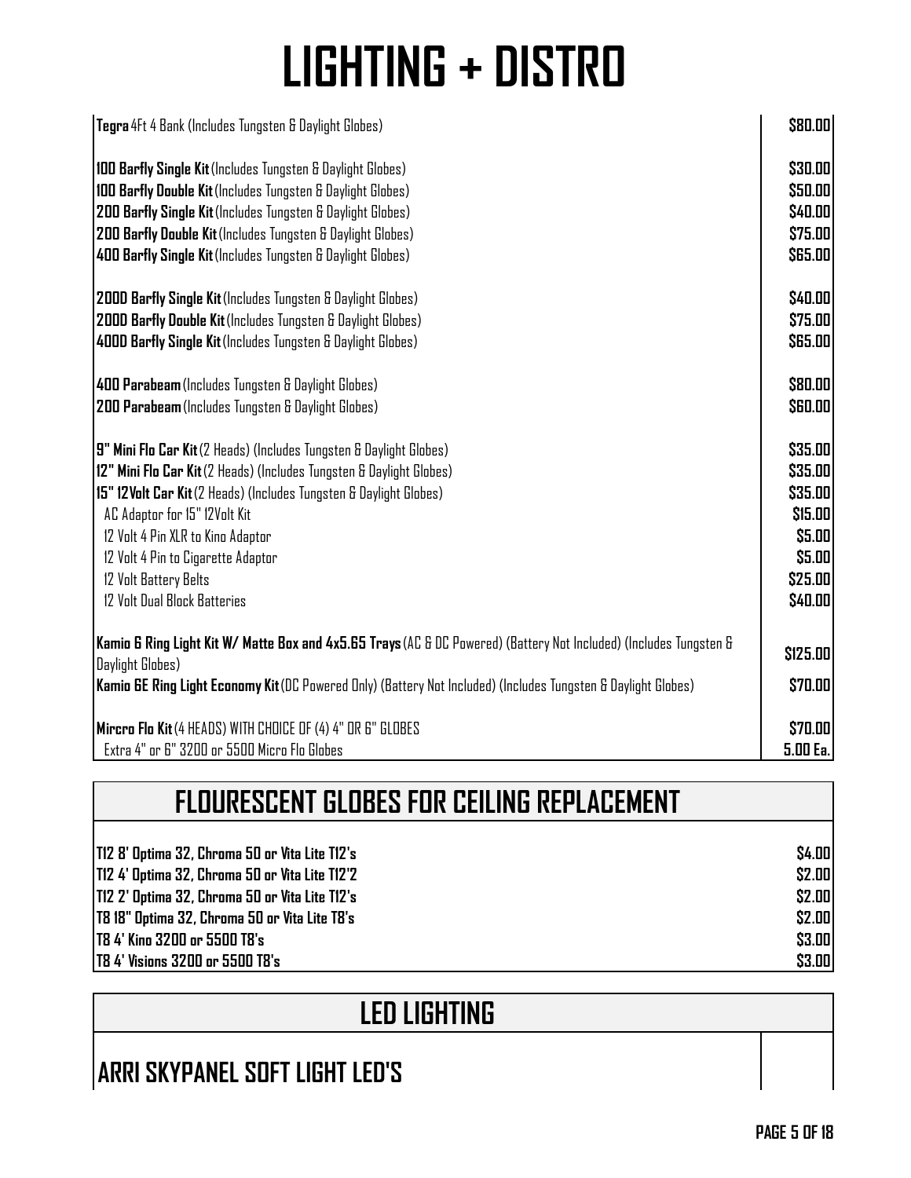# LIGHTING + DISTRO

| Item | Price |
|---|---|
| **Tegra** 4Ft 4 Bank (Includes Tungsten & Daylight Globes) | $80.00 |
| | |
| **100 Barfly Single Kit** (Includes Tungsten & Daylight Globes) | $30.00 |
| **100 Barfly Double Kit** (Includes Tungsten & Daylight Globes) | $50.00 |
| **200 Barfly Single Kit** (Includes Tungsten & Daylight Globes) | $40.00 |
| **200 Barfly Double Kit** (Includes Tungsten & Daylight Globes) | $75.00 |
| **400 Barfly Single Kit** (Includes Tungsten & Daylight Globes) | $65.00 |
| | |
| **2000 Barfly Single Kit** (Includes Tungsten & Daylight Globes) | $40.00 |
| **2000 Barfly Double Kit** (Includes Tungsten & Daylight Globes) | $75.00 |
| **4000 Barfly Single Kit** (Includes Tungsten & Daylight Globes) | $65.00 |
| | |
| **400 Parabeam** (Includes Tungsten & Daylight Globes) | $80.00 |
| **200 Parabeam** (Includes Tungsten & Daylight Globes) | $60.00 |
| | |
| **9" Mini Flo Car Kit** (2 Heads) (Includes Tungsten & Daylight Globes) | $35.00 |
| **12" Mini Flo Car Kit** (2 Heads) (Includes Tungsten & Daylight Globes) | $35.00 |
| **15" 12Volt Car Kit** (2 Heads) (Includes Tungsten & Daylight Globes) | $35.00 |
| AC Adaptor for 15" 12Volt Kit | $15.00 |
| 12 Volt 4 Pin XLR to Kino Adaptor | $5.00 |
| 12 Volt 4 Pin to Cigarette Adaptor | $5.00 |
| 12 Volt Battery Belts | $25.00 |
| 12 Volt Dual Block Batteries | $40.00 |
| | |
| **Kamio 6 Ring Light Kit W/ Matte Box and 4x5.65 Trays** (AC & DC Powered) (Battery Not Included) (Includes Tungsten & Daylight Globes) | $125.00 |
| **Kamio 6E Ring Light Economy Kit** (DC Powered Only) (Battery Not Included) (Includes Tungsten & Daylight Globes) | $70.00 |
| | |
| **Mircro Flo Kit** (4 HEADS) WITH CHOICE OF (4) 4" OR 6" GLOBES | $70.00 |
| Extra 4" or 6" 3200 or 5500 Micro Flo Globes | 5.00 Ea. |

## FLOURESCENT GLOBES FOR CEILING REPLACEMENT

| Item | Price |
|---|---|
| **T12 8' Optima 32, Chroma 50 or Vita Lite T12's** | $4.00 |
| **T12 4' Optima 32, Chroma 50 or Vita Lite T12'2** | $2.00 |
| **T12 2' Optima 32, Chroma 50 or Vita Lite T12's** | $2.00 |
| **T8 18" Optima 32, Chroma 50 or Vita Lite T8's** | $2.00 |
| **T8 4' Kino 3200 or 5500 T8's** | $3.00 |
| **T8 4' Visions 3200 or 5500 T8's** | $3.00 |

## LED LIGHTING

### ARRI SKYPANEL SOFT LIGHT LED'S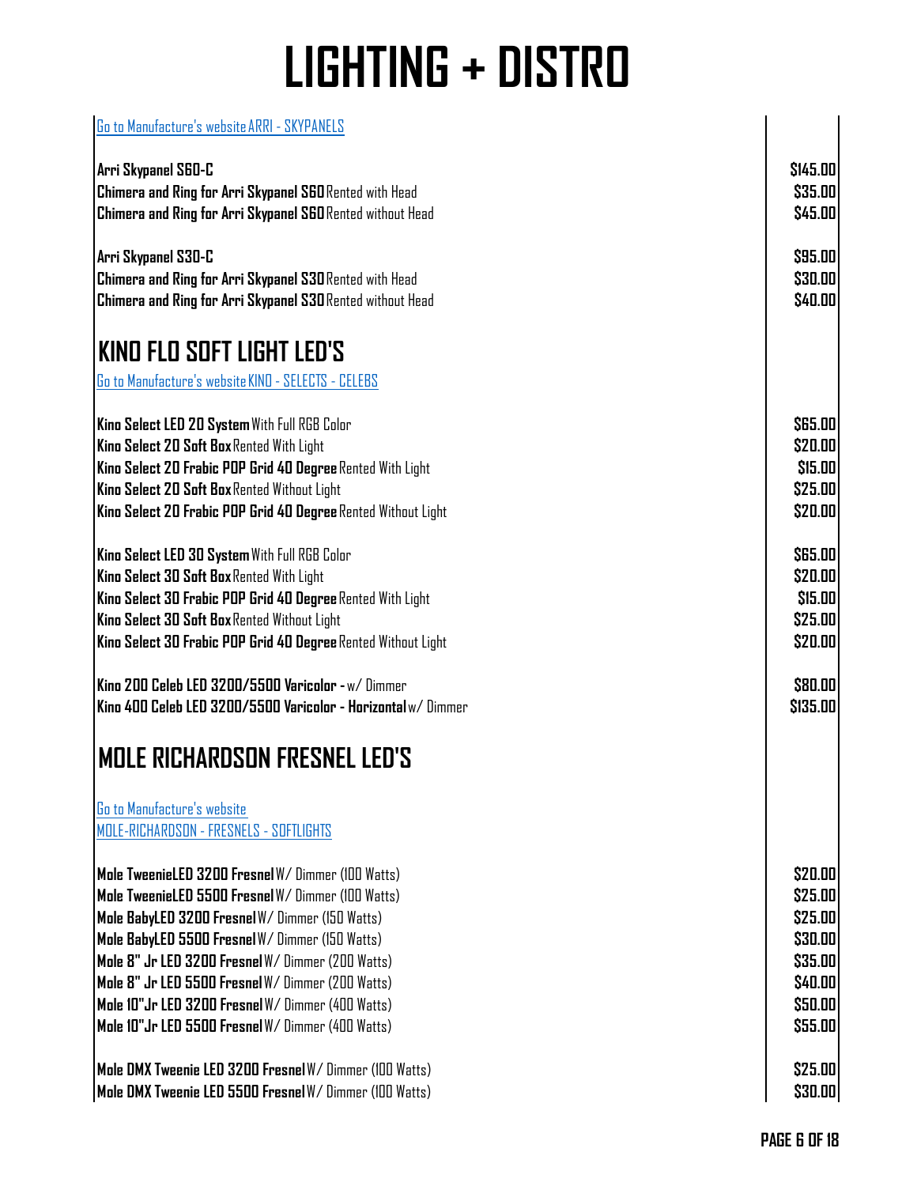# LIGHTING + DISTRO

Go to Manufacture's website ARRI - SKYPANELS

| Item | Price |
| --- | --- |
| **Arri Skypanel S60-C** | $145.00 |
| **Chimera and Ring for Arri Skypanel S60** Rented with Head | $35.00 |
| **Chimera and Ring for Arri Skypanel S60** Rented without Head | $45.00 |
| | |
| **Arri Skypanel S30-C** | $95.00 |
| **Chimera and Ring for Arri Skypanel S30** Rented with Head | $30.00 |
| **Chimera and Ring for Arri Skypanel S30** Rented without Head | $40.00 |

## KINO FLO SOFT LIGHT LED'S

Go to Manufacture's website KINO - SELECTS - CELEBS

| Item | Price |
| --- | --- |
| **Kino Select LED 20 System** With Full RGB Color | $65.00 |
| **Kino Select 20 Soft Box** Rented With Light | $20.00 |
| **Kino Select 20 Frabic POP Grid 40 Degree** Rented With Light | $15.00 |
| **Kino Select 20 Soft Box** Rented Without Light | $25.00 |
| **Kino Select 20 Frabic POP Grid 40 Degree** Rented Without Light | $20.00 |
| | |
| **Kino Select LED 30 System** With Full RGB Color | $65.00 |
| **Kino Select 30 Soft Box** Rented With Light | $20.00 |
| **Kino Select 30 Frabic POP Grid 40 Degree** Rented With Light | $15.00 |
| **Kino Select 30 Soft Box** Rented Without Light | $25.00 |
| **Kino Select 30 Frabic POP Grid 40 Degree** Rented Without Light | $20.00 |
| | |
| **Kino 200 Celeb LED 3200/5500 Varicolor -** w/ Dimmer | $80.00 |
| **Kino 400 Celeb LED 3200/5500 Varicolor - Horizontal** w/ Dimmer | $135.00 |

## MOLE RICHARDSON FRESNEL LED'S

Go to Manufacture's website
MOLE-RICHARDSON - FRESNELS - SOFTLIGHTS

| Item | Price |
| --- | --- |
| **Mole TweenieLED 3200 Fresnel** W/ Dimmer (100 Watts) | $20.00 |
| **Mole TweenieLED 5500 Fresnel** W/ Dimmer (100 Watts) | $25.00 |
| **Mole BabyLED 3200 Fresnel** W/ Dimmer (150 Watts) | $25.00 |
| **Mole BabyLED 5500 Fresnel** W/ Dimmer (150 Watts) | $30.00 |
| **Mole 8" Jr LED 3200 Fresnel** W/ Dimmer (200 Watts) | $35.00 |
| **Mole 8" Jr LED 5500 Fresnel** W/ Dimmer (200 Watts) | $40.00 |
| **Mole 10"Jr LED 3200 Fresnel** W/ Dimmer (400 Watts) | $50.00 |
| **Mole 10"Jr LED 5500 Fresnel** W/ Dimmer (400 Watts) | $55.00 |
| | |
| **Mole DMX Tweenie LED 3200 Fresnel** W/ Dimmer (100 Watts) | $25.00 |
| **Mole DMX Tweenie LED 5500 Fresnel** W/ Dimmer (100 Watts) | $30.00 |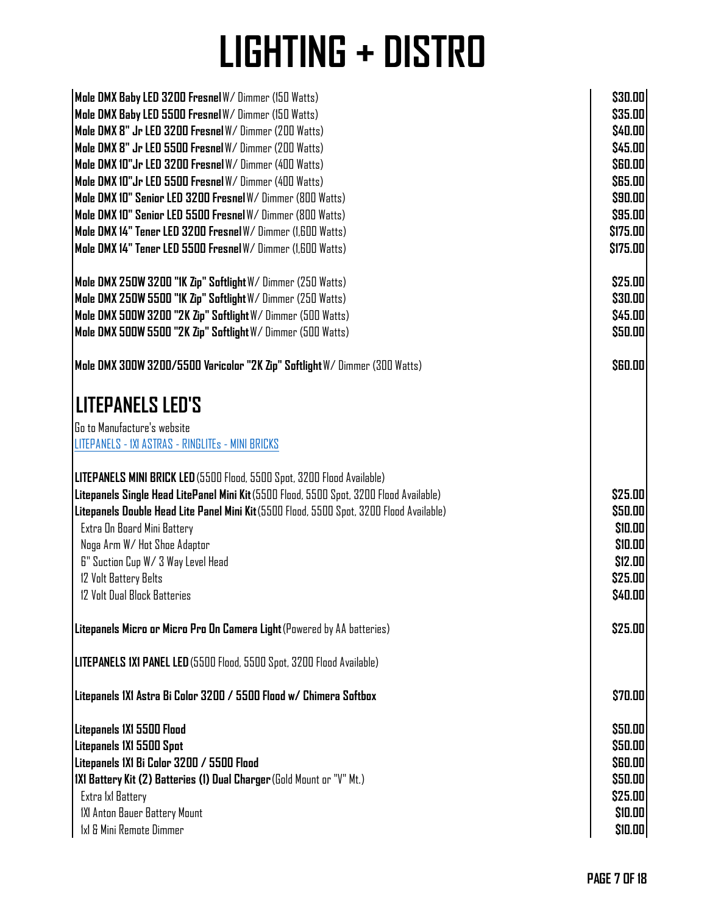# LIGHTING + DISTRO

| Item | Price |
|---|---|
| **Mole DMX Baby LED 3200 Fresnel** W/ Dimmer (150 Watts) | $30.00 |
| **Mole DMX Baby LED 5500 Fresnel** W/ Dimmer (150 Watts) | $35.00 |
| **Mole DMX 8" Jr LED 3200 Fresnel** W/ Dimmer (200 Watts) | $40.00 |
| **Mole DMX 8" Jr LED 5500 Fresnel** W/ Dimmer (200 Watts) | $45.00 |
| **Mole DMX 10"Jr LED 3200 Fresnel** W/ Dimmer (400 Watts) | $60.00 |
| **Mole DMX 10"Jr LED 5500 Fresnel** W/ Dimmer (400 Watts) | $65.00 |
| **Mole DMX 10" Senior LED 3200 Fresnel** W/ Dimmer (800 Watts) | $90.00 |
| **Mole DMX 10" Senior LED 5500 Fresnel** W/ Dimmer (800 Watts) | $95.00 |
| **Mole DMX 14" Tener LED 3200 Fresnel** W/ Dimmer (1,600 Watts) | $175.00 |
| **Mole DMX 14" Tener LED 5500 Fresnel** W/ Dimmer (1,600 Watts) | $175.00 |
| | |
| **Mole DMX 250W 3200 "1K Zip" Softlight** W/ Dimmer (250 Watts) | $25.00 |
| **Mole DMX 250W 5500 "1K Zip" Softlight** W/ Dimmer (250 Watts) | $30.00 |
| **Mole DMX 500W 3200 "2K Zip" Softlight** W/ Dimmer (500 Watts) | $45.00 |
| **Mole DMX 500W 5500 "2K Zip" Softlight** W/ Dimmer (500 Watts) | $50.00 |
| | |
| **Mole DMX 300W 3200/5500 Varicolor "2K Zip" Softlight** W/ Dimmer (300 Watts) | $60.00 |

## LITEPANELS LED'S

Go to Manufacture's website

LITEPANELS - 1X1 ASTRAS - RINGLITEs - MINI BRICKS

| Item | Price |
|---|---|
| **LITEPANELS MINI BRICK LED** (5500 Flood, 5500 Spot, 3200 Flood Available) | |
| **Litepanels Single Head LitePanel Mini Kit** (5500 Flood, 5500 Spot, 3200 Flood Available) | $25.00 |
| **Litepanels Double Head Lite Panel Mini Kit** (5500 Flood, 5500 Spot, 3200 Flood Available) | $50.00 |
| Extra On Board Mini Battery | $10.00 |
| Noga Arm W/ Hot Shoe Adaptor | $10.00 |
| 6" Suction Cup W/ 3 Way Level Head | $12.00 |
| 12 Volt Battery Belts | $25.00 |
| 12 Volt Dual Block Batteries | $40.00 |
| | |
| **Litepanels Micro or Micro Pro On Camera Light** (Powered by AA batteries) | $25.00 |
| | |
| **LITEPANELS 1X1 PANEL LED** (5500 Flood, 5500 Spot, 3200 Flood Available) | |
| | |
| **Litepanels 1X1 Astra Bi Color 3200 / 5500 Flood w/ Chimera Softbox** | $70.00 |
| | |
| **Litepanels 1X1 5500 Flood** | $50.00 |
| **Litepanels 1X1 5500 Spot** | $50.00 |
| **Litepanels 1X1 Bi Color 3200 / 5500 Flood** | $60.00 |
| **1X1 Battery Kit (2) Batteries (1) Dual Charger** (Gold Mount or "V" Mt.) | $50.00 |
| Extra 1x1 Battery | $25.00 |
| 1X1 Anton Bauer Battery Mount | $10.00 |
| 1x1 & Mini Remote Dimmer | $10.00 |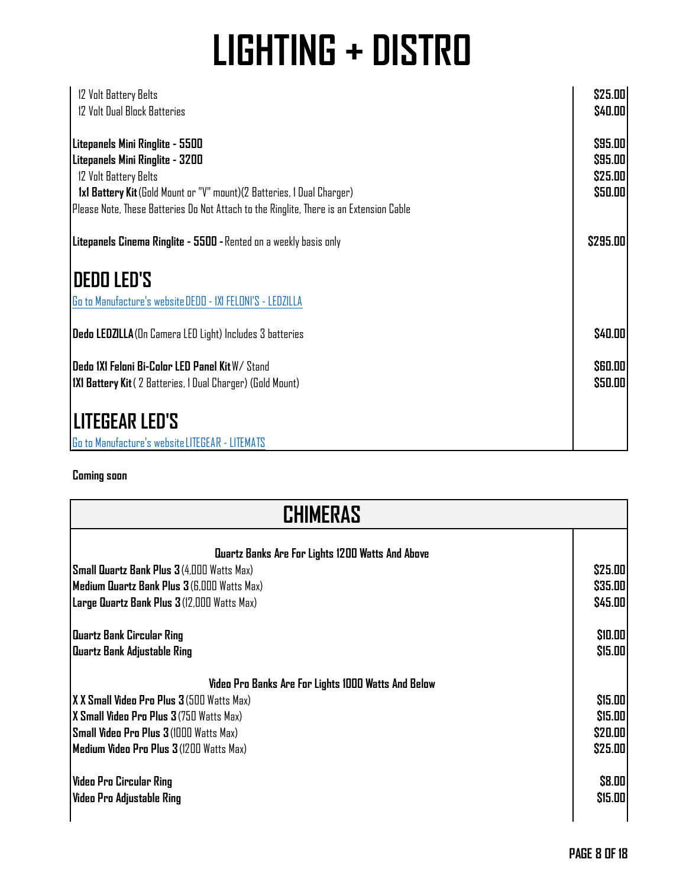# LIGHTING + DISTRO

| Item | Price |
|---|---|
| 12 Volt Battery Belts | $25.00 |
| 12 Volt Dual Block Batteries | $40.00 |
| | |
| **Litepanels Mini Ringlite - 5500** | $95.00 |
| **Litepanels Mini Ringlite - 3200** | $95.00 |
| 12 Volt Battery Belts | $25.00 |
| **1x1 Battery Kit** (Gold Mount or "V" mount)(2 Batteries, 1 Dual Charger) | $50.00 |
| Please Note, These Batteries Do Not Attach to the Ringlite, There is an Extension Cable | |
| | |
| **Litepanels Cinema Ringlite - 5500 -** Rented on a weekly basis only | $295.00 |

## DEDO LED'S

Go to Manufacture's website DEDO - 1X1 FELONI'S - LEDZILLA

| Item | Price |
|---|---|
| **Dedo LEDZILLA** (On Camera LED Light) Includes 3 batteries | $40.00 |
| | |
| **Dedo 1X1 Feloni Bi-Color LED Panel Kit** W/ Stand | $60.00 |
| **1X1 Battery Kit** ( 2 Batteries, 1 Dual Charger) (Gold Mount) | $50.00 |

## LITEGEAR LED'S

Go to Manufacture's website LITEGEAR - LITEMATS

**Coming soon**

## CHIMERAS

| Item | Price |
|---|---|
| **Quartz Banks Are For Lights 1200 Watts And Above** | |
| **Small Quartz Bank Plus 3** (4,000 Watts Max) | $25.00 |
| **Medium Quartz Bank Plus 3** (6,000 Watts Max) | $35.00 |
| **Large Quartz Bank Plus 3** (12,000 Watts Max) | $45.00 |
| | |
| **Quartz Bank Circular Ring** | $10.00 |
| **Quartz Bank Adjustable Ring** | $15.00 |
| | |
| **Video Pro Banks Are For Lights 1000 Watts And Below** | |
| **X X Small Video Pro Plus 3** (500 Watts Max) | $15.00 |
| **X Small Video Pro Plus 3** (750 Watts Max) | $15.00 |
| **Small Video Pro Plus 3** (1000 Watts Max) | $20.00 |
| **Medium Video Pro Plus 3** (1200 Watts Max) | $25.00 |
| | |
| **Video Pro Circular Ring** | $8.00 |
| **Video Pro Adjustable Ring** | $15.00 |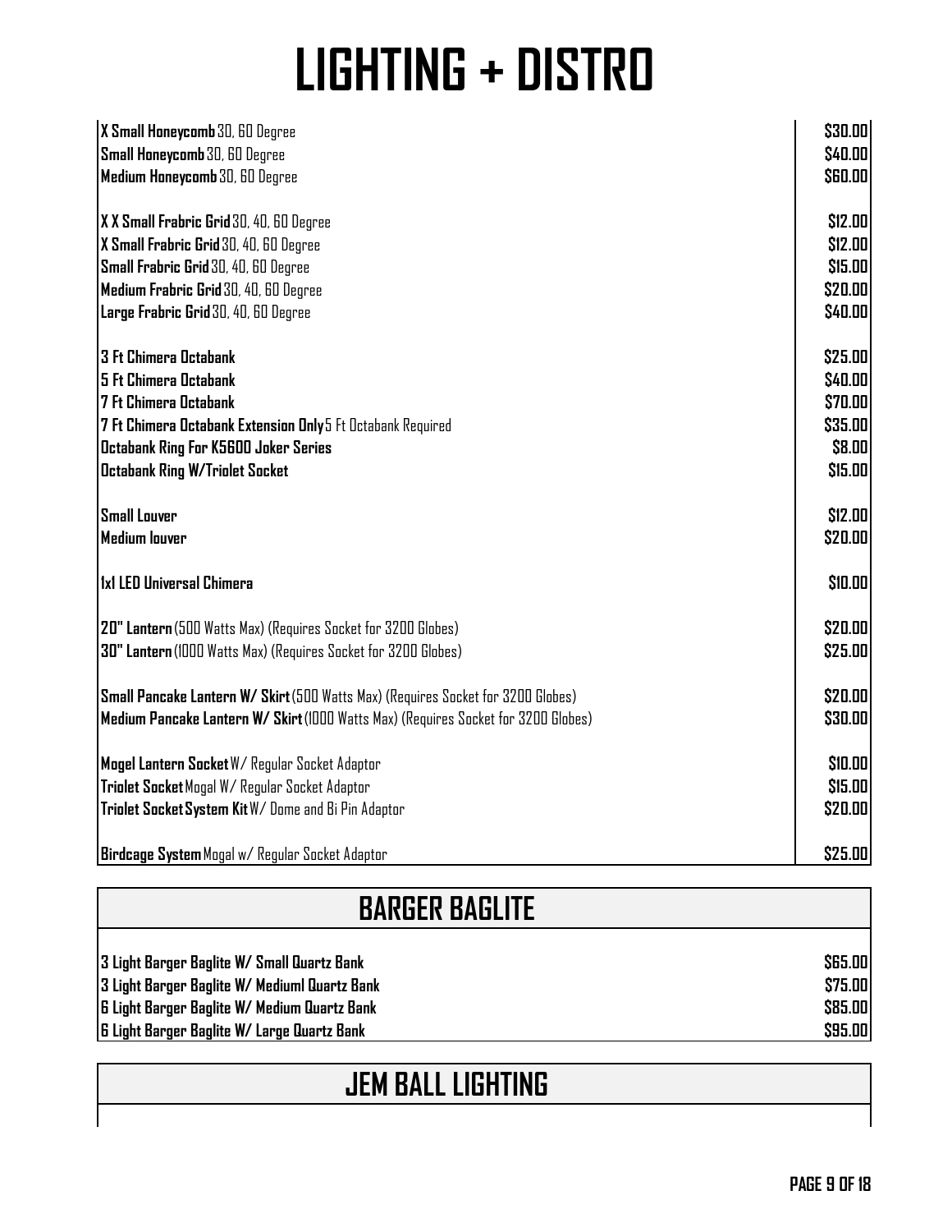# LIGHTING + DISTRO

| Item | Price |
| --- | --- |
| **X Small Honeycomb** 30, 60 Degree | $30.00 |
| **Small Honeycomb** 30, 60 Degree | $40.00 |
| **Medium Honeycomb** 30, 60 Degree | $60.00 |
| | |
| **X X Small Frabric Grid** 30, 40, 60 Degree | $12.00 |
| **X Small Frabric Grid** 30, 40, 60 Degree | $12.00 |
| **Small Frabric Grid** 30, 40, 60 Degree | $15.00 |
| **Medium Frabric Grid** 30, 40, 60 Degree | $20.00 |
| **Large Frabric Grid** 30, 40, 60 Degree | $40.00 |
| | |
| **3 Ft Chimera Octabank** | $25.00 |
| **5 Ft Chimera Octabank** | $40.00 |
| **7 Ft Chimera Octabank** | $70.00 |
| **7 Ft Chimera Octabank Extension Only** 5 Ft Octabank Required | $35.00 |
| **Octabank Ring For K5600 Joker Series** | $8.00 |
| **Octabank Ring W/Triolet Socket** | $15.00 |
| | |
| **Small Louver** | $12.00 |
| **Medium louver** | $20.00 |
| | |
| **1x1 LED Universal Chimera** | $10.00 |
| | |
| **20" Lantern** (500 Watts Max) (Requires Socket for 3200 Globes) | $20.00 |
| **30" Lantern** (1000 Watts Max) (Requires Socket for 3200 Globes) | $25.00 |
| | |
| **Small Pancake Lantern W/ Skirt** (500 Watts Max) (Requires Socket for 3200 Globes) | $20.00 |
| **Medium Pancake Lantern W/ Skirt** (1000 Watts Max) (Requires Socket for 3200 Globes) | $30.00 |
| | |
| **Mogel Lantern Socket** W/ Regular Socket Adaptor | $10.00 |
| **Triolet Socket** Mogal W/ Regular Socket Adaptor | $15.00 |
| **Triolet Socket System Kit** W/ Dome and Bi Pin Adaptor | $20.00 |
| | |
| **Birdcage System** Mogal w/ Regular Socket Adaptor | $25.00 |

## BARGER BAGLITE

| Item | Price |
| --- | --- |
| **3 Light Barger Baglite W/ Small Quartz Bank** | $65.00 |
| **3 Light Barger Baglite W/ Mediuml Quartz Bank** | $75.00 |
| **6 Light Barger Baglite W/ Medium Quartz Bank** | $85.00 |
| **6 Light Barger Baglite W/ Large Quartz Bank** | $95.00 |

## JEM BALL LIGHTING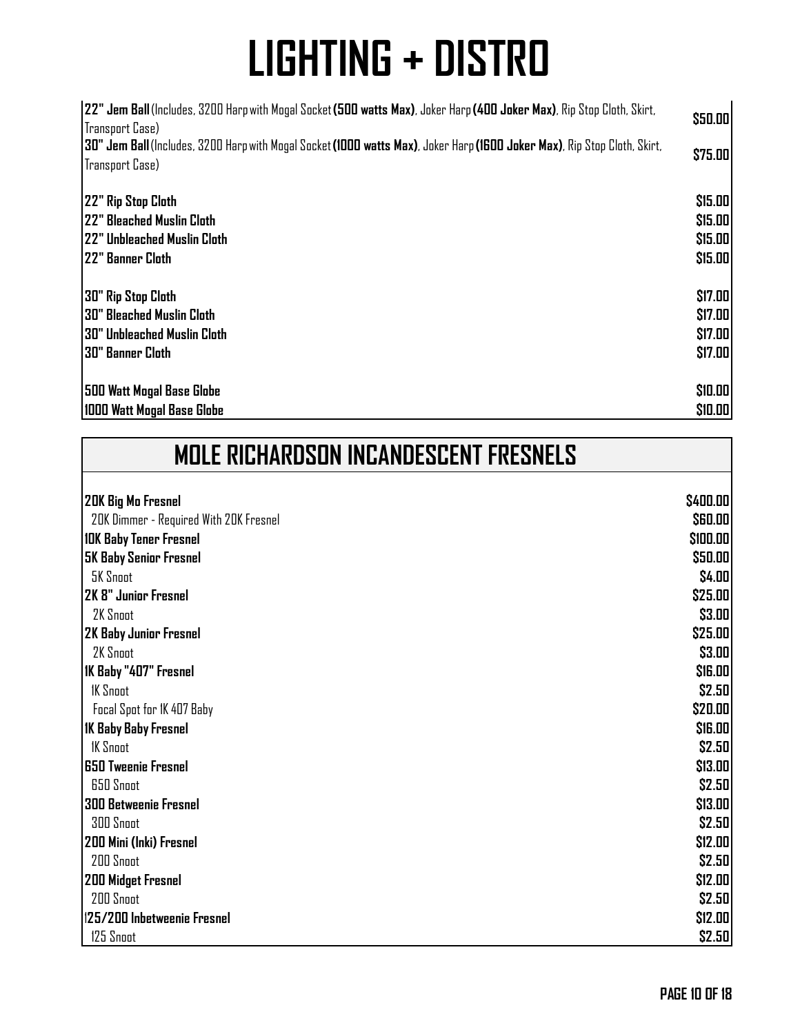# LIGHTING + DISTRO

| Item | Price |
|---|---|
| **22" Jem Ball** (Includes, 3200 Harp with Mogal Socket **(500 watts Max)**, Joker Harp **(400 Joker Max)**, Rip Stop Cloth, Skirt, Transport Case) | **$50.00** |
| **30" Jem Ball** (Includes, 3200 Harp with Mogal Socket **(1000 watts Max)**, Joker Harp **(1600 Joker Max)**, Rip Stop Cloth, Skirt, Transport Case) | **$75.00** |
| **22" Rip Stop Cloth** | **$15.00** |
| **22" Bleached Muslin Cloth** | **$15.00** |
| **22" Unbleached Muslin Cloth** | **$15.00** |
| **22" Banner Cloth** | **$15.00** |
| **30" Rip Stop Cloth** | **$17.00** |
| **30" Bleached Muslin Cloth** | **$17.00** |
| **30" Unbleached Muslin Cloth** | **$17.00** |
| **30" Banner Cloth** | **$17.00** |
| **500 Watt Mogal Base Globe** | **$10.00** |
| **1000 Watt Mogal Base Globe** | **$10.00** |

## MOLE RICHARDSON INCANDESCENT FRESNELS

| Item | Price |
|---|---|
| **20K Big Mo Fresnel** | **$400.00** |
| 20K Dimmer - Required With 20K Fresnel | **$60.00** |
| **10K Baby Tener Fresnel** | **$100.00** |
| **5K Baby Senior Fresnel** | **$50.00** |
| 5K Snoot | **$4.00** |
| **2K 8" Junior Fresnel** | **$25.00** |
| 2K Snoot | **$3.00** |
| **2K Baby Junior Fresnel** | **$25.00** |
| 2K Snoot | **$3.00** |
| **1K Baby "407" Fresnel** | **$16.00** |
| 1K Snoot | **$2.50** |
| Focal Spot for 1K 407 Baby | **$20.00** |
| **1K Baby Baby Fresnel** | **$16.00** |
| 1K Snoot | **$2.50** |
| **650 Tweenie Fresnel** | **$13.00** |
| 650 Snoot | **$2.50** |
| **300 Betweenie Fresnel** | **$13.00** |
| 300 Snoot | **$2.50** |
| **200 Mini (Inki) Fresnel** | **$12.00** |
| 200 Snoot | **$2.50** |
| **200 Midget Fresnel** | **$12.00** |
| 200 Snoot | **$2.50** |
| **125/200 Inbetweenie Fresnel** | **$12.00** |
| 125 Snoot | **$2.50** |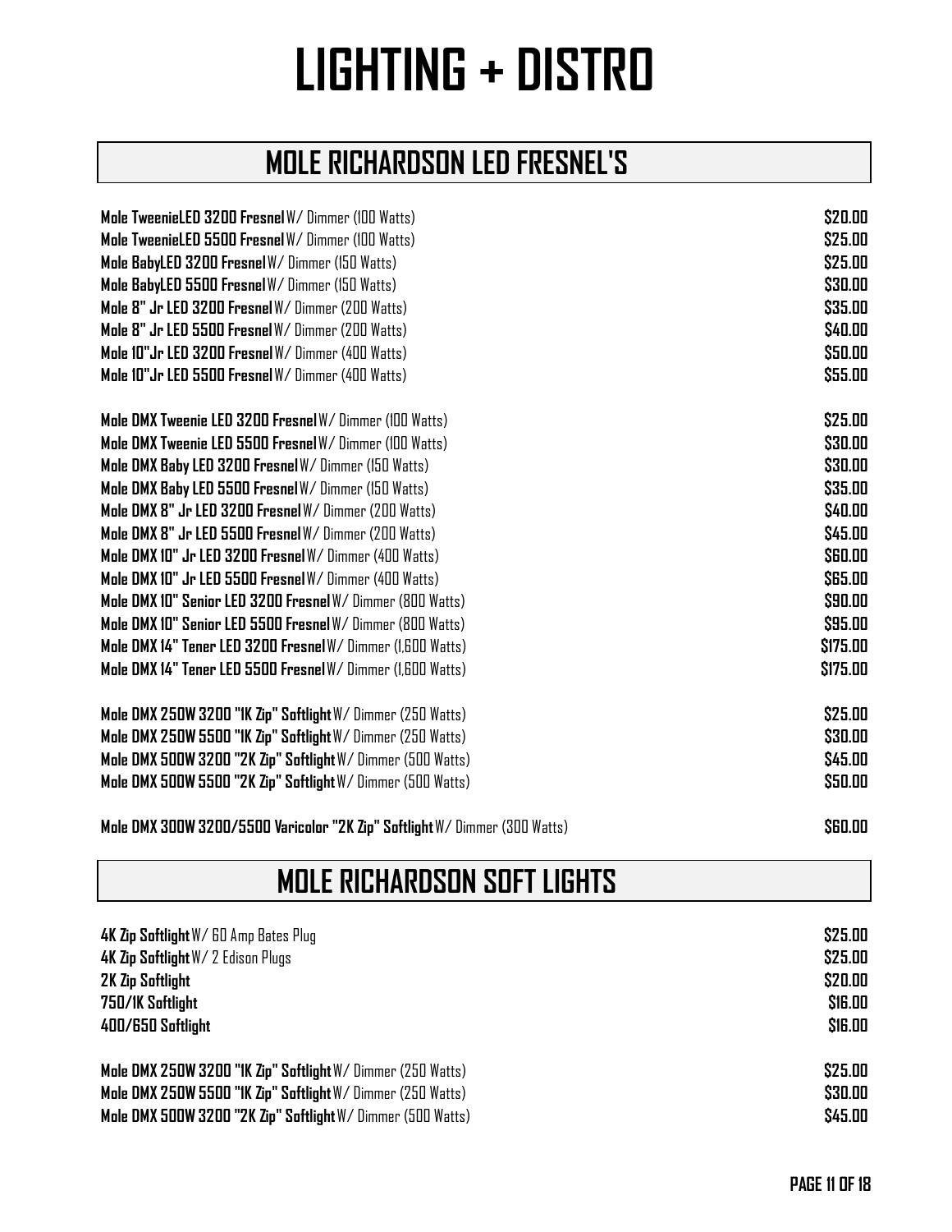# LIGHTING + DISTRO

## MOLE RICHARDSON LED FRESNEL'S

| Item | Price |
|---|---|
| **Mole TweenieLED 3200 Fresnel** W/ Dimmer (100 Watts) | **$20.00** |
| **Mole TweenieLED 5500 Fresnel** W/ Dimmer (100 Watts) | **$25.00** |
| **Mole BabyLED 3200 Fresnel** W/ Dimmer (150 Watts) | **$25.00** |
| **Mole BabyLED 5500 Fresnel** W/ Dimmer (150 Watts) | **$30.00** |
| **Mole 8" Jr LED 3200 Fresnel** W/ Dimmer (200 Watts) | **$35.00** |
| **Mole 8" Jr LED 5500 Fresnel** W/ Dimmer (200 Watts) | **$40.00** |
| **Mole 10"Jr LED 3200 Fresnel** W/ Dimmer (400 Watts) | **$50.00** |
| **Mole 10"Jr LED 5500 Fresnel** W/ Dimmer (400 Watts) | **$55.00** |
| | |
| **Mole DMX Tweenie LED 3200 Fresnel** W/ Dimmer (100 Watts) | **$25.00** |
| **Mole DMX Tweenie LED 5500 Fresnel** W/ Dimmer (100 Watts) | **$30.00** |
| **Mole DMX Baby LED 3200 Fresnel** W/ Dimmer (150 Watts) | **$30.00** |
| **Mole DMX Baby LED 5500 Fresnel** W/ Dimmer (150 Watts) | **$35.00** |
| **Mole DMX 8" Jr LED 3200 Fresnel** W/ Dimmer (200 Watts) | **$40.00** |
| **Mole DMX 8" Jr LED 5500 Fresnel** W/ Dimmer (200 Watts) | **$45.00** |
| **Mole DMX 10" Jr LED 3200 Fresnel** W/ Dimmer (400 Watts) | **$60.00** |
| **Mole DMX 10" Jr LED 5500 Fresnel** W/ Dimmer (400 Watts) | **$65.00** |
| **Mole DMX 10" Senior LED 3200 Fresnel** W/ Dimmer (800 Watts) | **$90.00** |
| **Mole DMX 10" Senior LED 5500 Fresnel** W/ Dimmer (800 Watts) | **$95.00** |
| **Mole DMX 14" Tener LED 3200 Fresnel** W/ Dimmer (1,600 Watts) | **$175.00** |
| **Mole DMX 14" Tener LED 5500 Fresnel** W/ Dimmer (1,600 Watts) | **$175.00** |
| | |
| **Mole DMX 250W 3200 "1K Zip" Softlight** W/ Dimmer (250 Watts) | **$25.00** |
| **Mole DMX 250W 5500 "1K Zip" Softlight** W/ Dimmer (250 Watts) | **$30.00** |
| **Mole DMX 500W 3200 "2K Zip" Softlight** W/ Dimmer (500 Watts) | **$45.00** |
| **Mole DMX 500W 5500 "2K Zip" Softlight** W/ Dimmer (500 Watts) | **$50.00** |
| | |
| **Mole DMX 300W 3200/5500 Varicolor "2K Zip" Softlight** W/ Dimmer (300 Watts) | **$60.00** |

## MOLE RICHARDSON SOFT LIGHTS

| Item | Price |
|---|---|
| **4K Zip Softlight** W/ 60 Amp Bates Plug | **$25.00** |
| **4K Zip Softlight** W/ 2 Edison Plugs | **$25.00** |
| **2K Zip Softlight** | **$20.00** |
| **750/1K Softlight** | **$16.00** |
| **400/650 Softlight** | **$16.00** |
| | |
| **Mole DMX 250W 3200 "1K Zip" Softlight** W/ Dimmer (250 Watts) | **$25.00** |
| **Mole DMX 250W 5500 "1K Zip" Softlight** W/ Dimmer (250 Watts) | **$30.00** |
| **Mole DMX 500W 3200 "2K Zip" Softlight** W/ Dimmer (500 Watts) | **$45.00** |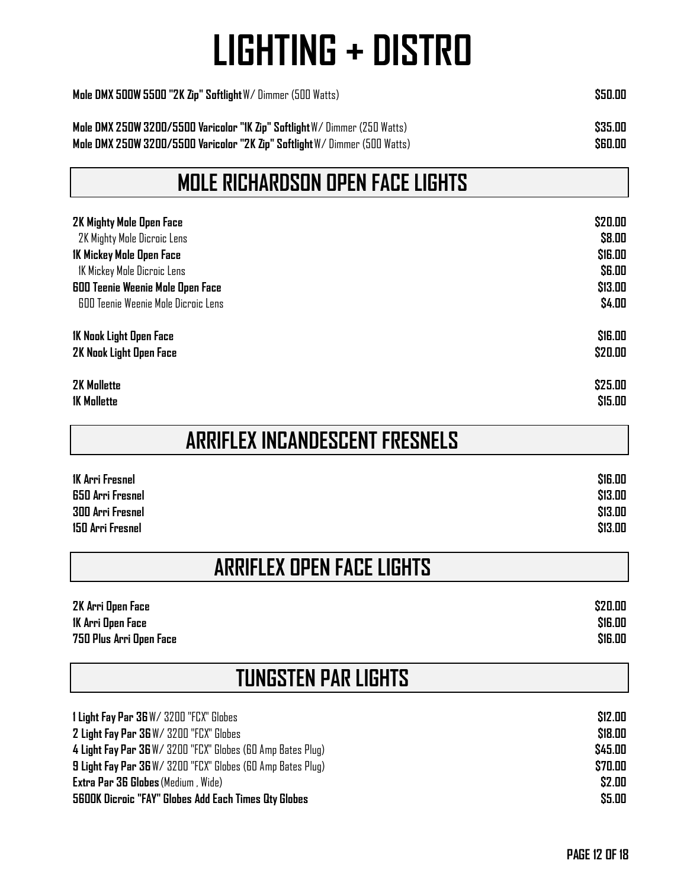# LIGHTING + DISTRO

| Item | Price |
|---|---|
| **Mole DMX 500W 5500 "2K Zip" Softlight** W/ Dimmer (500 Watts) | **$50.00** |
| **Mole DMX 250W 3200/5500 Varicolor "1K Zip" Softlight** W/ Dimmer (250 Watts) | **$35.00** |
| **Mole DMX 250W 3200/5500 Varicolor "2K Zip" Softlight** W/ Dimmer (500 Watts) | **$60.00** |

## MOLE RICHARDSON OPEN FACE LIGHTS

| Item | Price |
|---|---|
| **2K Mighty Mole Open Face** | **$20.00** |
| 2K Mighty Mole Dicroic Lens | **$8.00** |
| **1K Mickey Mole Open Face** | **$16.00** |
| 1K Mickey Mole Dicroic Lens | **$6.00** |
| **600 Teenie Weenie Mole Open Face** | **$13.00** |
| 600 Teenie Weenie Mole Dicroic Lens | **$4.00** |
| **1K Nook Light Open Face** | **$16.00** |
| **2K Nook Light Open Face** | **$20.00** |
| **2K Mollette** | **$25.00** |
| **1K Mollette** | **$15.00** |

## ARRIFLEX INCANDESCENT FRESNELS

| Item | Price |
|---|---|
| **1K Arri Fresnel** | **$16.00** |
| **650 Arri Fresnel** | **$13.00** |
| **300 Arri Fresnel** | **$13.00** |
| **150 Arri Fresnel** | **$13.00** |

## ARRIFLEX OPEN FACE LIGHTS

| Item | Price |
|---|---|
| **2K Arri Open Face** | **$20.00** |
| **1K Arri Open Face** | **$16.00** |
| **750 Plus Arri Open Face** | **$16.00** |

## TUNGSTEN PAR LIGHTS

| Item | Price |
|---|---|
| **1 Light Fay Par 36** W/ 3200 "FCX" Globes | **$12.00** |
| **2 Light Fay Par 36** W/ 3200 "FCX" Globes | **$18.00** |
| **4 Light Fay Par 36** W/ 3200 "FCX" Globes (60 Amp Bates Plug) | **$45.00** |
| **9 Light Fay Par 36** W/ 3200 "FCX" Globes (60 Amp Bates Plug) | **$70.00** |
| **Extra Par 36 Globes** (Medium , Wide) | **$2.00** |
| **5600K Dicroic "FAY" Globes Add Each Times Qty Globes** | **$5.00** |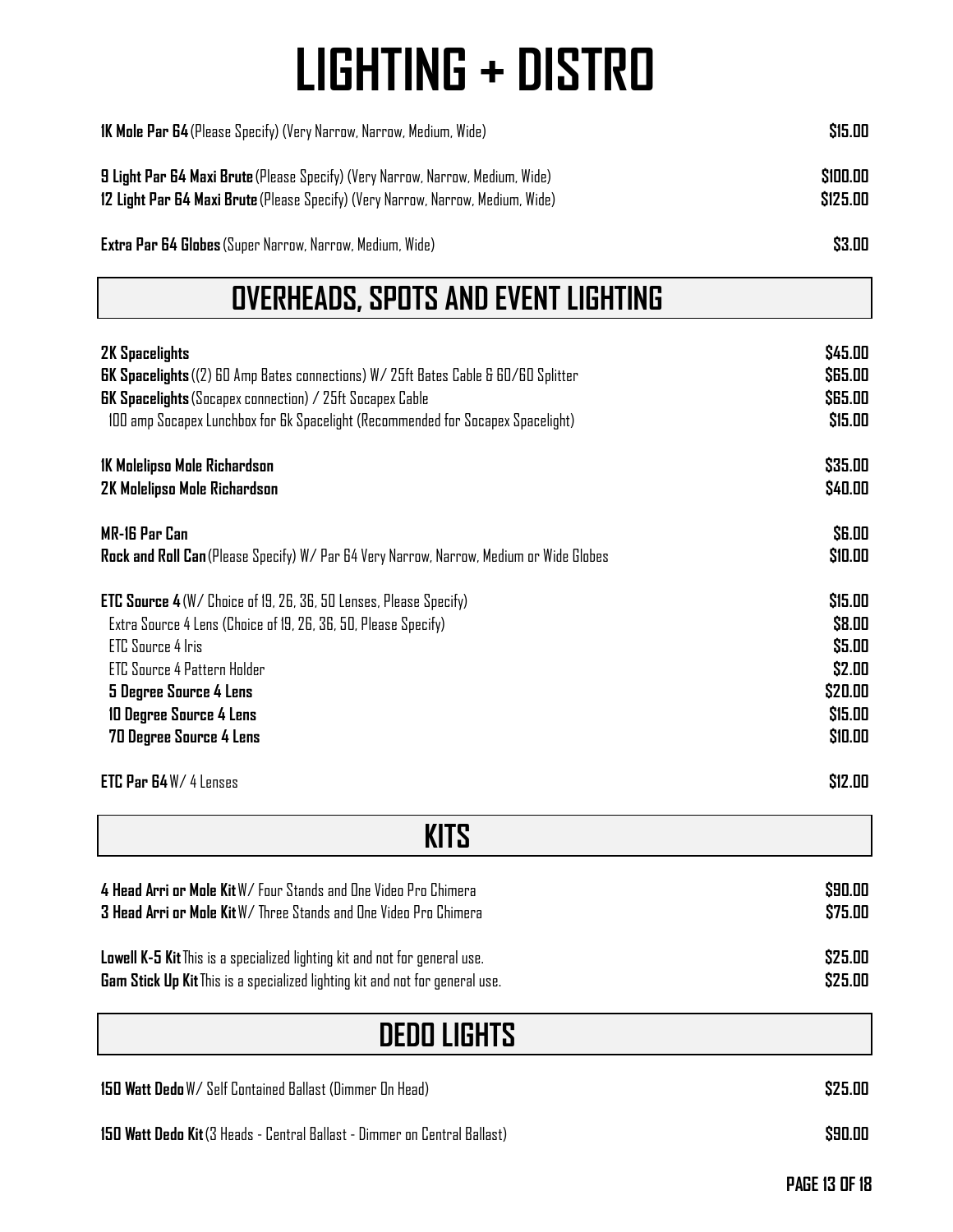# LIGHTING + DISTRO

| Item | Price |
|---|---|
| **1K Mole Par 64** (Please Specify) (Very Narrow, Narrow, Medium, Wide) | **$15.00** |
| **9 Light Par 64 Maxi Brute** (Please Specify) (Very Narrow, Narrow, Medium, Wide) | **$100.00** |
| **12 Light Par 64 Maxi Brute** (Please Specify) (Very Narrow, Narrow, Medium, Wide) | **$125.00** |
| **Extra Par 64 Globes** (Super Narrow, Narrow, Medium, Wide) | **$3.00** |

## OVERHEADS, SPOTS AND EVENT LIGHTING

| Item | Price |
|---|---|
| **2K Spacelights** | **$45.00** |
| **6K Spacelights** ((2) 60 Amp Bates connections) W/ 25ft Bates Cable & 60/60 Splitter | **$65.00** |
| **6K Spacelights** (Socapex connection) / 25ft Socapex Cable | **$65.00** |
| 100 amp Socapex Lunchbox for 6k Spacelight (Recommended for Socapex Spacelight) | **$15.00** |
| **1K Molelipso Mole Richardson** | **$35.00** |
| **2K Molelipso Mole Richardson** | **$40.00** |
| **MR-16 Par Can** | **$6.00** |
| **Rock and Roll Can** (Please Specify) W/ Par 64 Very Narrow, Narrow, Medium or Wide Globes | **$10.00** |
| **ETC Source 4** (W/ Choice of 19, 26, 36, 50 Lenses, Please Specify) | **$15.00** |
| Extra Source 4 Lens (Choice of 19, 26, 36, 50, Please Specify) | **$8.00** |
| ETC Source 4 Iris | **$5.00** |
| ETC Source 4 Pattern Holder | **$2.00** |
| **5 Degree Source 4 Lens** | **$20.00** |
| **10 Degree Source 4 Lens** | **$15.00** |
| **70 Degree Source 4 Lens** | **$10.00** |
| **ETC Par 64** W/ 4 Lenses | **$12.00** |

## KITS

| Item | Price |
|---|---|
| **4 Head Arri or Mole Kit** W/ Four Stands and One Video Pro Chimera | **$90.00** |
| **3 Head Arri or Mole Kit** W/ Three Stands and One Video Pro Chimera | **$75.00** |
| **Lowell K-5 Kit** This is a specialized lighting kit and not for general use. | **$25.00** |
| **Gam Stick Up Kit** This is a specialized lighting kit and not for general use. | **$25.00** |

## DEDO LIGHTS

| Item | Price |
|---|---|
| **150 Watt Dedo** W/ Self Contained Ballast (Dimmer On Head) | **$25.00** |
| **150 Watt Dedo Kit** (3 Heads - Central Ballast - Dimmer on Central Ballast) | **$90.00** |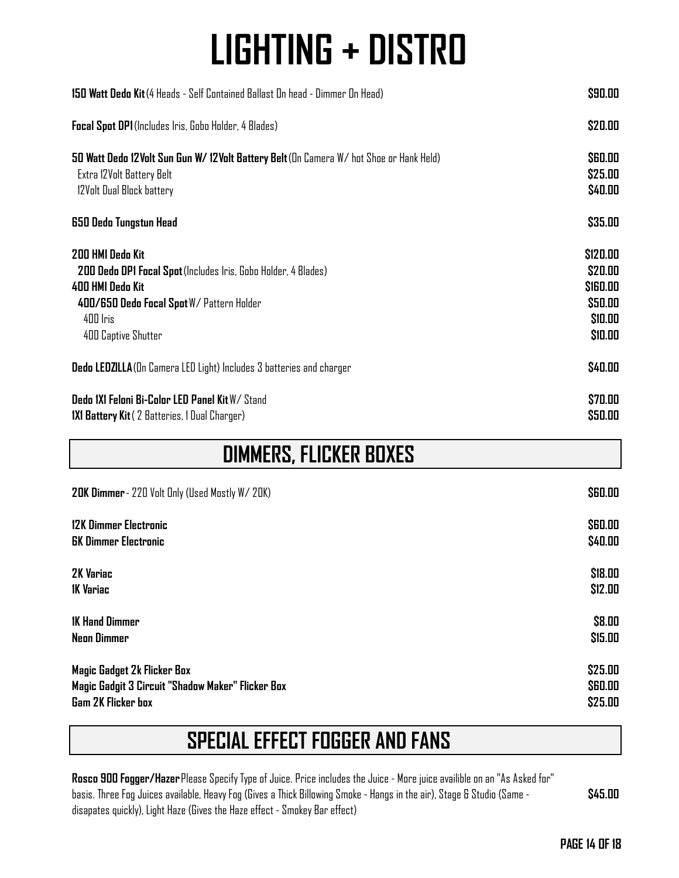# LIGHTING + DISTRO

| Item | Price |
|---|---|
| **150 Watt Dedo Kit** (4 Heads - Self Contained Ballast On head - Dimmer On Head) | $90.00 |
| **Focal Spot DP1** (Includes Iris, Gobo Holder, 4 Blades) | $20.00 |
| **50 Watt Dedo 12Volt Sun Gun W/ 12Volt Battery Belt** (On Camera W/ hot Shoe or Hank Held) | $60.00 |
| Extra 12Volt Battery Belt | $25.00 |
| 12Volt Dual Block battery | $40.00 |
| **650 Dedo Tungstun Head** | $35.00 |
| **200 HMI Dedo Kit** | $120.00 |
| **200 Dedo DP1 Focal Spot** (Includes Iris, Gobo Holder, 4 Blades) | $20.00 |
| **400 HMI Dedo Kit** | $160.00 |
| **400/650 Dedo Focal Spot** W/ Pattern Holder | $50.00 |
| 400 Iris | $10.00 |
| 400 Captive Shutter | $10.00 |
| **Dedo LEDZILLA** (On Camera LED Light) Includes 3 batteries and charger | $40.00 |
| **Dedo 1X1 Feloni Bi-Color LED Panel Kit** W/ Stand | $70.00 |
| **1X1 Battery Kit** ( 2 Batteries, 1 Dual Charger) | $50.00 |

## DIMMERS, FLICKER BOXES

| Item | Price |
|---|---|
| **20K Dimmer** - 220 Volt Only (Used Mostly W/ 20K) | $60.00 |
| **12K Dimmer Electronic** | $60.00 |
| **6K Dimmer Electronic** | $40.00 |
| **2K Variac** | $18.00 |
| **1K Variac** | $12.00 |
| **1K Hand Dimmer** | $8.00 |
| **Neon Dimmer** | $15.00 |
| **Magic Gadget 2k Flicker Box** | $25.00 |
| **Magic Gadgit 3 Circuit "Shadow Maker" Flicker Box** | $60.00 |
| **Gam 2K Flicker box** | $25.00 |

## SPECIAL EFFECT FOGGER AND FANS

| Item | Price |
|---|---|
| **Rosco 900 Fogger/Hazer** Please Specify Type of Juice. Price includes the Juice - More juice availible on an "As Asked for" basis. Three Fog Juices available, Heavy Fog (Gives a Thick Billowing Smoke - Hangs in the air), Stage & Studio (Same - disapates quickly), Light Haze (Gives the Haze effect - Smokey Bar effect) | $45.00 |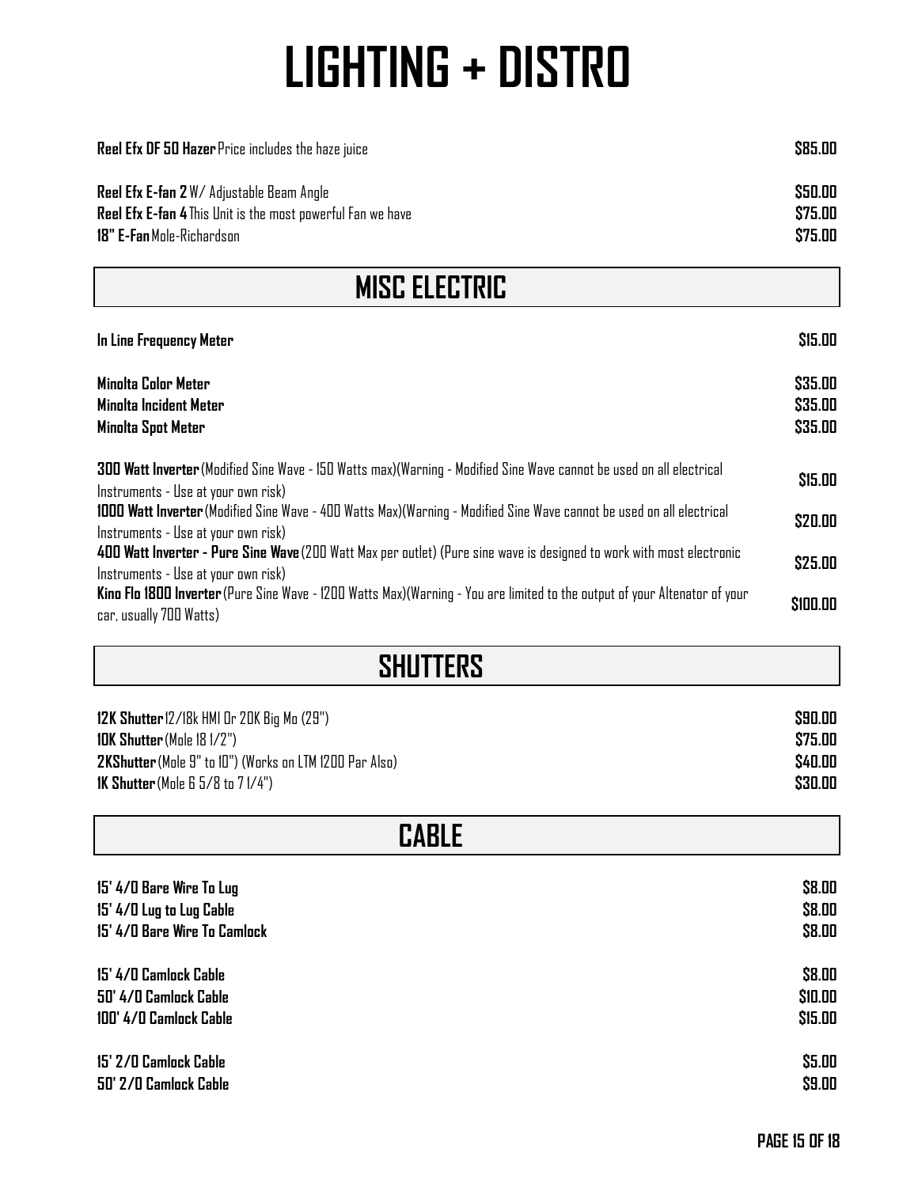# LIGHTING + DISTRO

| Item | Price |
| --- | --- |
| **Reel Efx DF 50 Hazer** Price includes the haze juice | **$85.00** |
| **Reel Efx E-fan 2** W/ Adjustable Beam Angle | **$50.00** |
| **Reel Efx E-fan 4** This Unit is the most powerful Fan we have | **$75.00** |
| **18" E-Fan** Mole-Richardson | **$75.00** |

## MISC ELECTRIC

| Item | Price |
| --- | --- |
| **In Line Frequency Meter** | **$15.00** |
| **Minolta Color Meter** | **$35.00** |
| **Minolta Incident Meter** | **$35.00** |
| **Minolta Spot Meter** | **$35.00** |
| **300 Watt Inverter** (Modified Sine Wave - 150 Watts max)(Warning - Modified Sine Wave cannot be used on all electrical Instruments - Use at your own risk) | **$15.00** |
| **1000 Watt Inverter** (Modified Sine Wave - 400 Watts Max)(Warning - Modified Sine Wave cannot be used on all electrical Instruments - Use at your own risk) | **$20.00** |
| **400 Watt Inverter - Pure Sine Wave** (200 Watt Max per outlet) (Pure sine wave is designed to work with most electronic Instruments - Use at your own risk) | **$25.00** |
| **Kino Flo 1800 Inverter** (Pure Sine Wave - 1200 Watts Max)(Warning - You are limited to the output of your Altenator of your car, usually 700 Watts) | **$100.00** |

## SHUTTERS

| Item | Price |
| --- | --- |
| **12K Shutter** 12/18k HMI Or 20K Big Mo (29") | **$90.00** |
| **10K Shutter** (Mole 18 1/2") | **$75.00** |
| **2KShutter** (Mole 9" to 10") (Works on LTM 1200 Par Also) | **$40.00** |
| **1K Shutter** (Mole 6 5/8 to 7 1/4") | **$30.00** |

## CABLE

| Item | Price |
| --- | --- |
| **15' 4/0 Bare Wire To Lug** | **$8.00** |
| **15' 4/0 Lug to Lug Cable** | **$8.00** |
| **15' 4/0 Bare Wire To Camlock** | **$8.00** |
| **15' 4/0 Camlock Cable** | **$8.00** |
| **50' 4/0 Camlock Cable** | **$10.00** |
| **100' 4/0 Camlock Cable** | **$15.00** |
| **15' 2/0 Camlock Cable** | **$5.00** |
| **50' 2/0 Camlock Cable** | **$9.00** |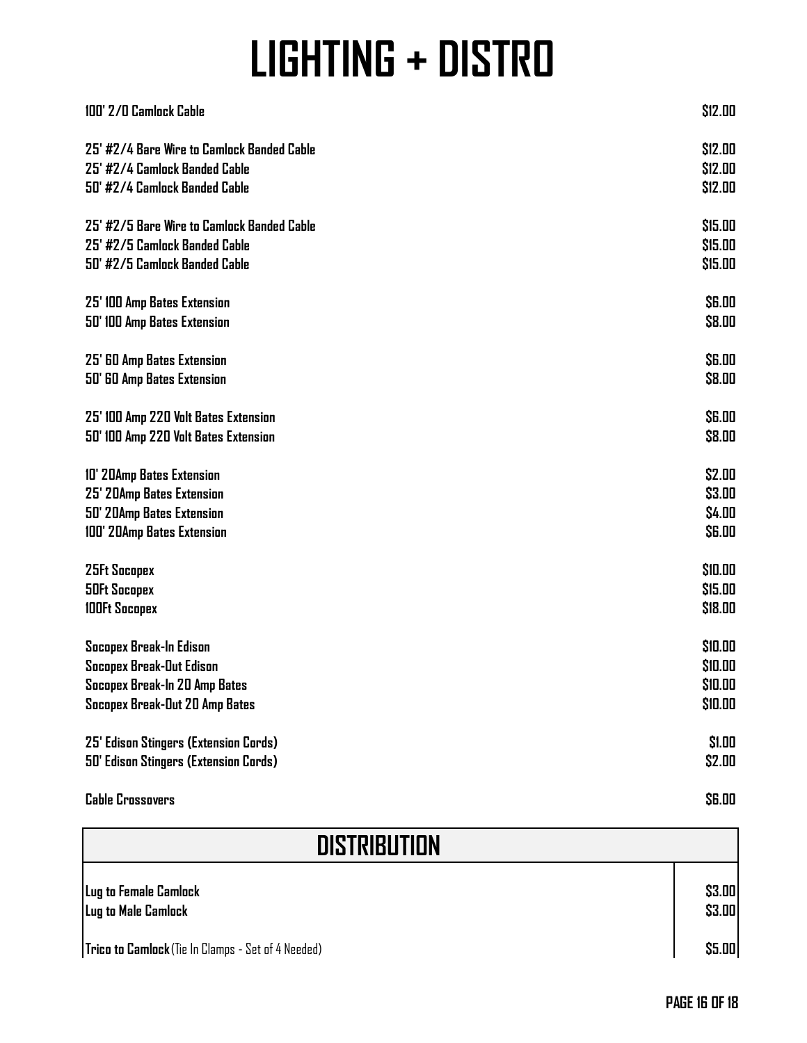# LIGHTING + DISTRO

| Item | Price |
|---|---|
| 100' 2/0 Camlock Cable | $12.00 |
| 25' #2/4 Bare Wire to Camlock Banded Cable | $12.00 |
| 25' #2/4 Camlock Banded Cable | $12.00 |
| 50' #2/4 Camlock Banded Cable | $12.00 |
| 25' #2/5 Bare Wire to Camlock Banded Cable | $15.00 |
| 25' #2/5 Camlock Banded Cable | $15.00 |
| 50' #2/5 Camlock Banded Cable | $15.00 |
| 25' 100 Amp Bates Extension | $6.00 |
| 50' 100 Amp Bates Extension | $8.00 |
| 25' 60 Amp Bates Extension | $6.00 |
| 50' 60 Amp Bates Extension | $8.00 |
| 25' 100 Amp 220 Volt Bates Extension | $6.00 |
| 50' 100 Amp 220 Volt Bates Extension | $8.00 |
| 10' 20Amp Bates Extension | $2.00 |
| 25' 20Amp Bates Extension | $3.00 |
| 50' 20Amp Bates Extension | $4.00 |
| 100' 20Amp Bates Extension | $6.00 |
| 25Ft Socopex | $10.00 |
| 50Ft Socopex | $15.00 |
| 100Ft Socopex | $18.00 |
| Socopex Break-In Edison | $10.00 |
| Socopex Break-Out Edison | $10.00 |
| Socopex Break-In 20 Amp Bates | $10.00 |
| Socopex Break-Out 20 Amp Bates | $10.00 |
| 25' Edison Stingers (Extension Cords) | $1.00 |
| 50' Edison Stingers (Extension Cords) | $2.00 |
| Cable Crossovers | $6.00 |

## DISTRIBUTION

| Item | Price |
|---|---|
| Lug to Female Camlock | $3.00 |
| Lug to Male Camlock | $3.00 |
| **Trico to Camlock** (Tie In Clamps - Set of 4 Needed) | $5.00 |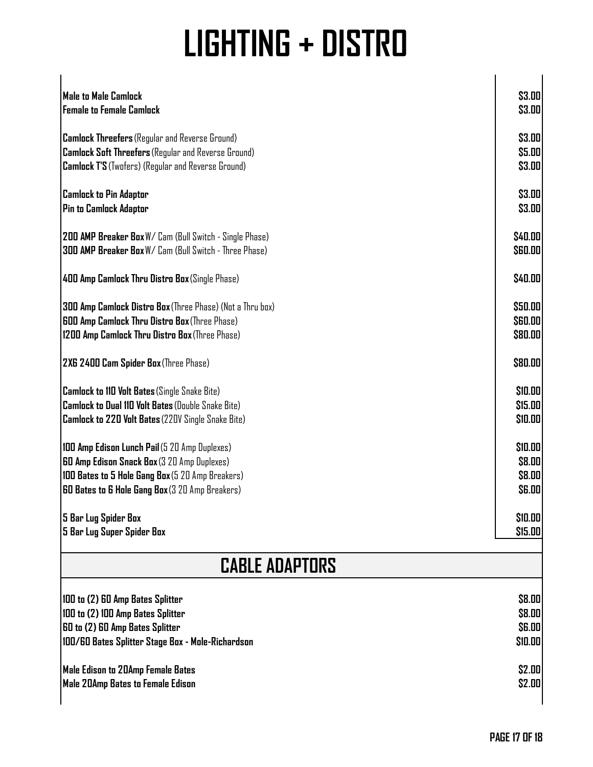# LIGHTING + DISTRO

| Item | Price |
|---|---|
| **Male to Male Camlock** | $3.00 |
| **Female to Female Camlock** | $3.00 |
| | |
| **Camlock Threefers** (Regular and Reverse Ground) | $3.00 |
| **Camlock Soft Threefers** (Regular and Reverse Ground) | $5.00 |
| **Camlock T'S** (Twofers) (Regular and Reverse Ground) | $3.00 |
| | |
| **Camlock to Pin Adaptor** | $3.00 |
| **Pin to Camlock Adaptor** | $3.00 |
| | |
| **200 AMP Breaker Box** W/ Cam (Bull Switch - Single Phase) | $40.00 |
| **300 AMP Breaker Box** W/ Cam (Bull Switch - Three Phase) | $60.00 |
| | |
| **400 Amp Camlock Thru Distro Box** (Single Phase) | $40.00 |
| | |
| **300 Amp Camlock Distro Box** (Three Phase) (Not a Thru box) | $50.00 |
| **600 Amp Camlock Thru Distro Box** (Three Phase) | $60.00 |
| **1200 Amp Camlock Thru Distro Box** (Three Phase) | $80.00 |
| | |
| **2X6 2400 Cam Spider Box** (Three Phase) | $80.00 |
| | |
| **Camlock to 110 Volt Bates** (Single Snake Bite) | $10.00 |
| **Camlock to Dual 110 Volt Bates** (Double Snake Bite) | $15.00 |
| **Camlock to 220 Volt Bates** (220V Single Snake Bite) | $10.00 |
| | |
| **100 Amp Edison Lunch Pail** (5 20 Amp Duplexes) | $10.00 |
| **60 Amp Edison Snack Box** (3 20 Amp Duplexes) | $8.00 |
| **100 Bates to 5 Hole Gang Box** (5 20 Amp Breakers) | $8.00 |
| **60 Bates to 6 Hole Gang Box** (3 20 Amp Breakers) | $6.00 |
| | |
| **5 Bar Lug Spider Box** | $10.00 |
| **5 Bar Lug Super Spider Box** | $15.00 |

## CABLE ADAPTORS

| Item | Price |
|---|---|
| **100 to (2) 60 Amp Bates Splitter** | $8.00 |
| **100 to (2) 100 Amp Bates Splitter** | $8.00 |
| **60 to (2) 60 Amp Bates Splitter** | $6.00 |
| **100/60 Bates Splitter Stage Box - Mole-Richardson** | $10.00 |
| | |
| **Male Edison to 20Amp Female Bates** | $2.00 |
| **Male 20Amp Bates to Female Edison** | $2.00 |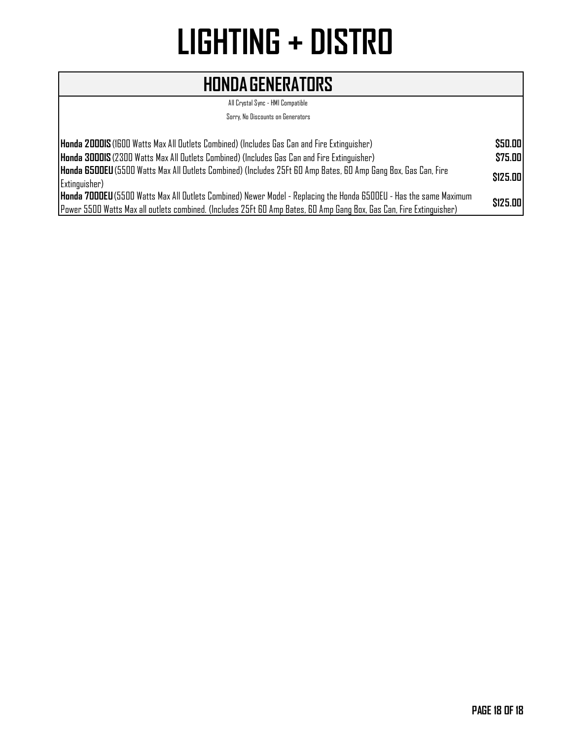# LIGHTING + DISTRO

## HONDA GENERATORS

All Crystal Sync - HMI Compatible

Sorry, No Discounts on Generators

| | |
|---|---|
| **Honda 2000IS** (1600 Watts Max All Outlets Combined) (Includes Gas Can and Fire Extinguisher) | **$50.00** |
| **Honda 3000IS** (2300 Watts Max All Outlets Combined) (Includes Gas Can and Fire Extinguisher) | **$75.00** |
| **Honda 6500EU** (5500 Watts Max All Outlets Combined) (Includes 25Ft 60 Amp Bates, 60 Amp Gang Box, Gas Can, Fire Extinguisher) | **$125.00** |
| **Honda 7000EU** (5500 Watts Max All Outlets Combined) Newer Model - Replacing the Honda 6500EU - Has the same Maximum Power 5500 Watts Max all outlets combined. (Includes 25Ft 60 Amp Bates, 60 Amp Gang Box, Gas Can, Fire Extinguisher) | **$125.00** |